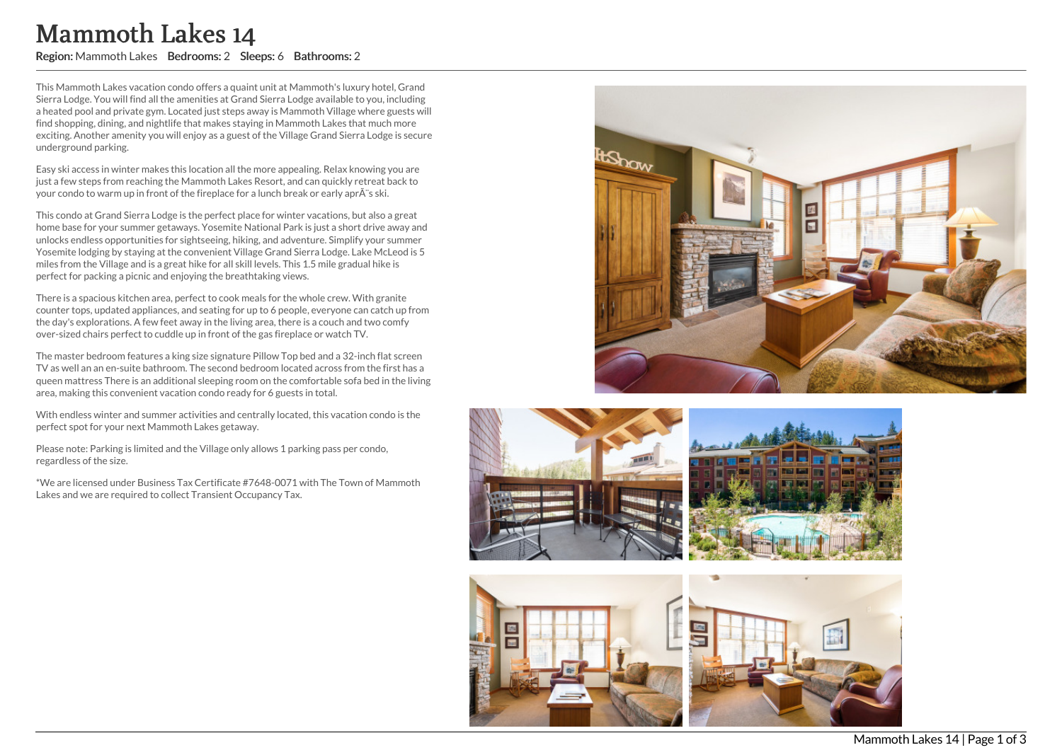# Mammoth Lakes 14

**Region:** Mammoth Lakes **Bedrooms:** 2 **Sleeps:** 6 **Bathrooms:** 2

This Mammoth Lakes vacation condo offers a quaint unit at Mammoth's luxury hotel, Grand Sierra Lodge. You will find all the amenities at Grand Sierra Lodge available to you, including a heated pool and private gym. Located just steps away is Mammoth Village where guests will find shopping, dining, and nightlife that makes staying in Mammoth Lakes that much more exciting. Another amenity you will enjoy as a guest of the Village Grand Sierra Lodge is secure underground parking.

Easy ski access in winter makes this location all the more appealing. Relax knowing you are just a few steps from reaching the Mammoth Lakes Resort, and can quickly retreat back to your condo to warm up in front of the fireplace for a lunch break or early aprÃ¨s ski.

This condo at Grand Sierra Lodge is the perfect place for winter vacations, but also a great home base for your summer getaways. Yosemite National Park is just a short drive away and unlocks endless opportunities for sightseeing, hiking, and adventure. Simplify your summer Yosemite lodging by staying at the convenient Village Grand Sierra Lodge. Lake McLeod is 5 miles from the Village and is a great hike for all skill levels. This 1.5 mile gradual hike is perfect for packing a picnic and enjoying the breathtaking views.

There is a spacious kitchen area, perfect to cook meals for the whole crew. With granite counter tops, updated appliances, and seating for up to 6 people, everyone can catch up from the day's explorations. A few feet away in the living area, there is a couch and two comfy over-sized chairs perfect to cuddle up in front of the gas fireplace or watch TV.

The master bedroom features a king size signature Pillow Top bed and a 32-inch flat screen TV as well an an en-suite bathroom. The second bedroom located across from the first has a queen mattress There is an additional sleeping room on the comfortable sofa bed in the living area, making this convenient vacation condo ready for 6 guests in total.

With endless winter and summer activities and centrally located, this vacation condo is the perfect spot for your next Mammoth Lakes getaway.

Please note: Parking is limited and the Village only allows 1 parking pass per condo, regardless of the size.

*We are licensed under Business Tax Certificate #7648-0071 with The Town of Mammoth Lakes and we are required to collect Transient Occupancy Tax.